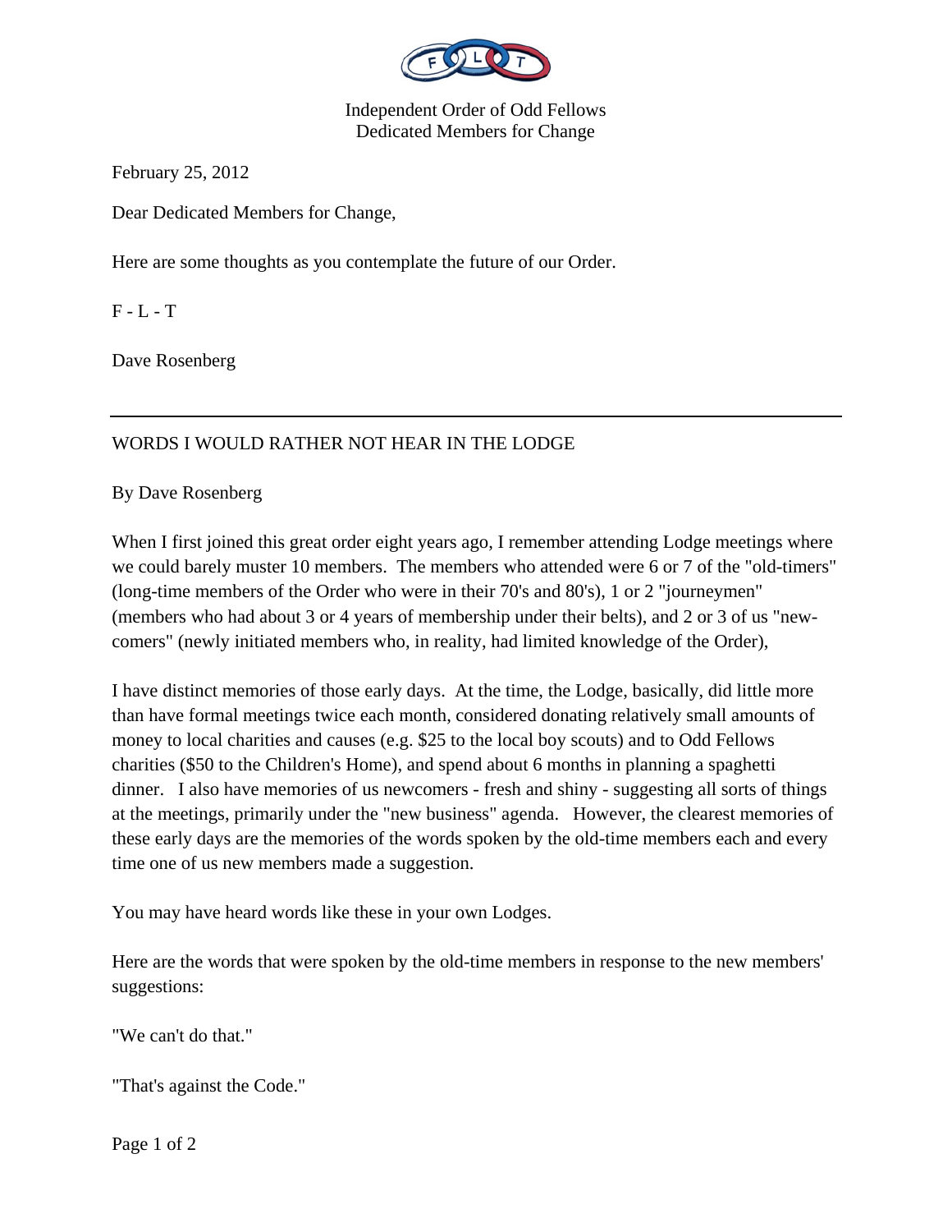Independent Order of Odd Fellows
Dedicated Members for Change

February 25, 2012

Dear Dedicated Members for Change,

Here are some thoughts as you contemplate the future of our Order.

F - L - T

Dave Rosenberg

---

## WORDS I WOULD RATHER NOT HEAR IN THE LODGE

By Dave Rosenberg

When I first joined this great order eight years ago, I remember attending Lodge meetings where we could barely muster 10 members. The members who attended were 6 or 7 of the "old-timers" (long-time members of the Order who were in their 70's and 80's), 1 or 2 "journeymen" (members who had about 3 or 4 years of membership under their belts), and 2 or 3 of us "new-comers" (newly initiated members who, in reality, had limited knowledge of the Order),

I have distinct memories of those early days. At the time, the Lodge, basically, did little more than have formal meetings twice each month, considered donating relatively small amounts of money to local charities and causes (e.g. $25 to the local boy scouts) and to Odd Fellows charities ($50 to the Children's Home), and spend about 6 months in planning a spaghetti dinner. I also have memories of us newcomers - fresh and shiny - suggesting all sorts of things at the meetings, primarily under the "new business" agenda. However, the clearest memories of these early days are the memories of the words spoken by the old-time members each and every time one of us new members made a suggestion.

You may have heard words like these in your own Lodges.

Here are the words that were spoken by the old-time members in response to the new members' suggestions:

"We can't do that."

"That's against the Code."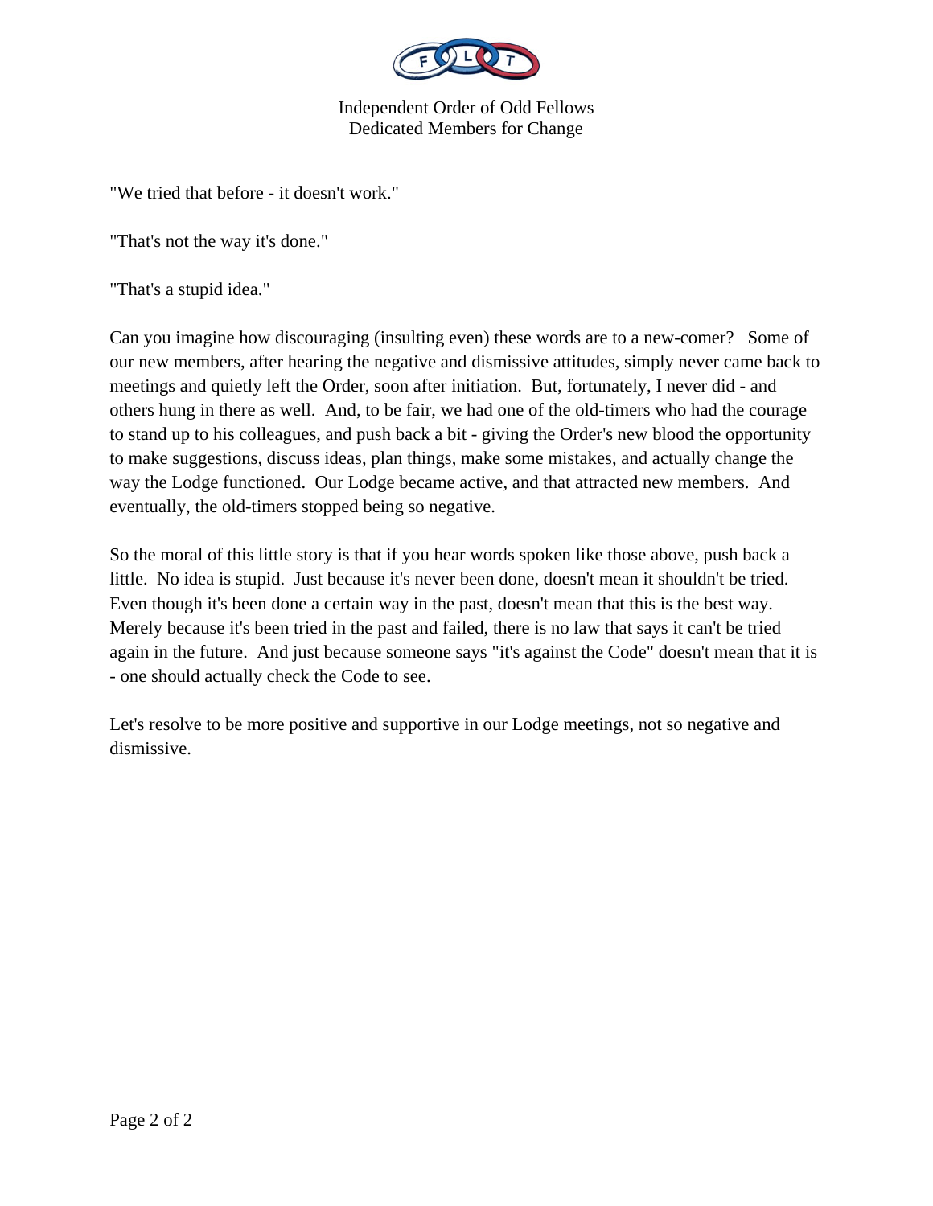Independent Order of Odd Fellows
Dedicated Members for Change

"We tried that before - it doesn't work."

"That's not the way it's done."

"That's a stupid idea."

Can you imagine how discouraging (insulting even) these words are to a new-comer? Some of our new members, after hearing the negative and dismissive attitudes, simply never came back to meetings and quietly left the Order, soon after initiation. But, fortunately, I never did - and others hung in there as well. And, to be fair, we had one of the old-timers who had the courage to stand up to his colleagues, and push back a bit - giving the Order's new blood the opportunity to make suggestions, discuss ideas, plan things, make some mistakes, and actually change the way the Lodge functioned. Our Lodge became active, and that attracted new members. And eventually, the old-timers stopped being so negative.

So the moral of this little story is that if you hear words spoken like those above, push back a little. No idea is stupid. Just because it's never been done, doesn't mean it shouldn't be tried. Even though it's been done a certain way in the past, doesn't mean that this is the best way. Merely because it's been tried in the past and failed, there is no law that says it can't be tried again in the future. And just because someone says "it's against the Code" doesn't mean that it is - one should actually check the Code to see.

Let's resolve to be more positive and supportive in our Lodge meetings, not so negative and dismissive.